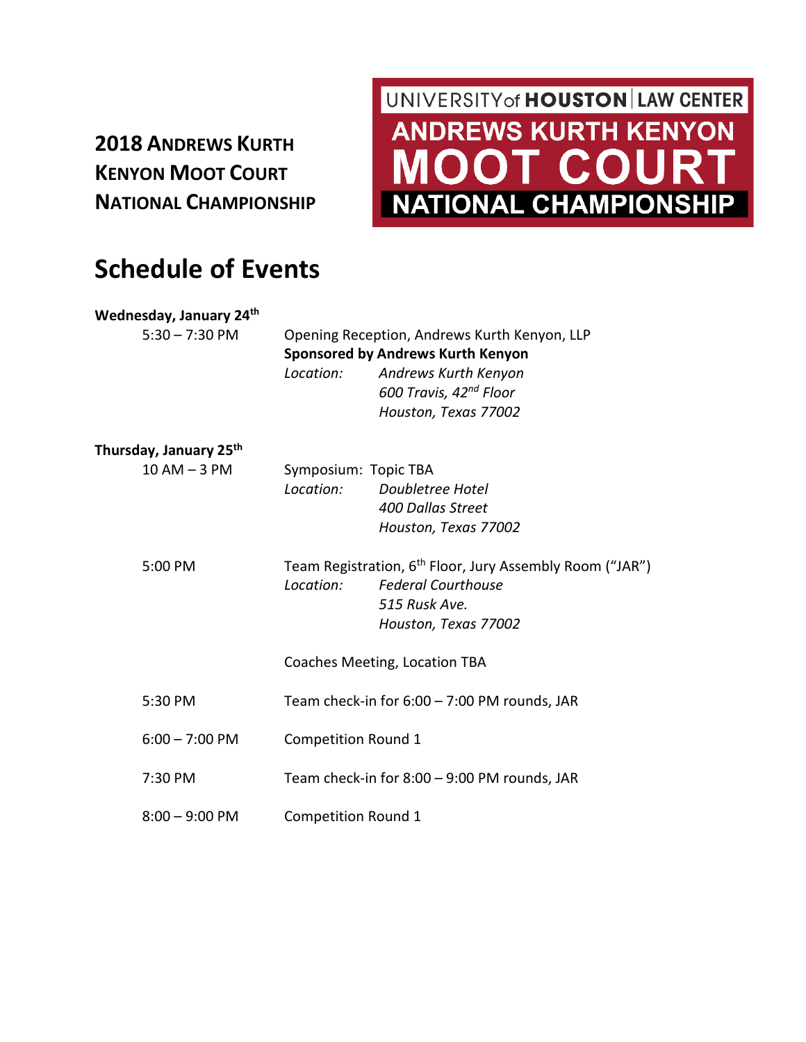**2018 ANDREWS KURTH KENYON MOOT COURT NATIONAL CHAMPIONSHIP**

UNIVERSITY of HOUSTON | LAW CENTER
ANDREWS KURTH KENYON
MOOT COURT
NATIONAL CHAMPIONSHIP

# Schedule of Events

**Wednesday, January 24th**

5:30 – 7:30 PM — Opening Reception, Andrews Kurth Kenyon, LLP
**Sponsored by Andrews Kurth Kenyon**
*Location:* *Andrews Kurth Kenyon*
*600 Travis, 42nd Floor*
*Houston, Texas 77002*

**Thursday, January 25th**

10 AM – 3 PM — Symposium: Topic TBA
*Location:* *Doubletree Hotel*
*400 Dallas Street*
*Houston, Texas 77002*

5:00 PM — Team Registration, 6th Floor, Jury Assembly Room ("JAR")
*Location:* *Federal Courthouse*
*515 Rusk Ave.*
*Houston, Texas 77002*

Coaches Meeting, Location TBA

5:30 PM — Team check-in for 6:00 – 7:00 PM rounds, JAR

6:00 – 7:00 PM — Competition Round 1

7:30 PM — Team check-in for 8:00 – 9:00 PM rounds, JAR

8:00 – 9:00 PM — Competition Round 1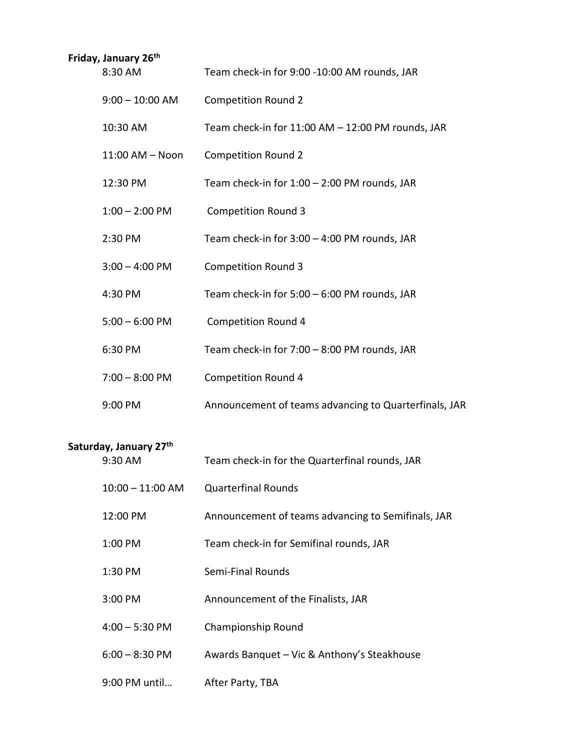**Friday, January 26th**

| | |
|---|---|
| 8:30 AM | Team check-in for 9:00 -10:00 AM rounds, JAR |
| 9:00 – 10:00 AM | Competition Round 2 |
| 10:30 AM | Team check-in for 11:00 AM – 12:00 PM rounds, JAR |
| 11:00 AM – Noon | Competition Round 2 |
| 12:30 PM | Team check-in for 1:00 – 2:00 PM rounds, JAR |
| 1:00 – 2:00 PM | Competition Round 3 |
| 2:30 PM | Team check-in for 3:00 – 4:00 PM rounds, JAR |
| 3:00 – 4:00 PM | Competition Round 3 |
| 4:30 PM | Team check-in for 5:00 – 6:00 PM rounds, JAR |
| 5:00 – 6:00 PM | Competition Round 4 |
| 6:30 PM | Team check-in for 7:00 – 8:00 PM rounds, JAR |
| 7:00 – 8:00 PM | Competition Round 4 |
| 9:00 PM | Announcement of teams advancing to Quarterfinals, JAR |

**Saturday, January 27th**

| | |
|---|---|
| 9:30 AM | Team check-in for the Quarterfinal rounds, JAR |
| 10:00 – 11:00 AM | Quarterfinal Rounds |
| 12:00 PM | Announcement of teams advancing to Semifinals, JAR |
| 1:00 PM | Team check-in for Semifinal rounds, JAR |
| 1:30 PM | Semi-Final Rounds |
| 3:00 PM | Announcement of the Finalists, JAR |
| 4:00 – 5:30 PM | Championship Round |
| 6:00 – 8:30 PM | Awards Banquet – Vic & Anthony's Steakhouse |
| 9:00 PM until… | After Party, TBA |